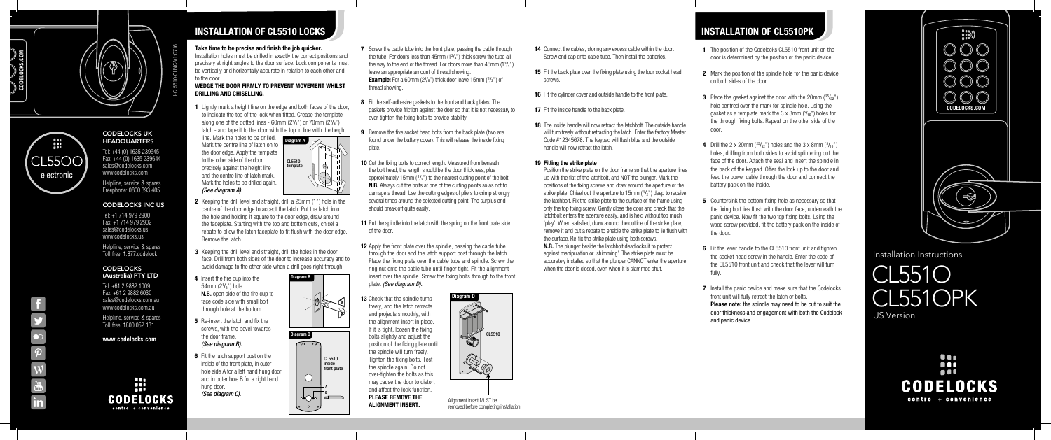## CODELOCKS UK HEADQUARTERS

Tel: +44 (0) 1635 239645
Fax: +44 (0) 1635 239644
sales@codelocks.com
www.codelocks.com

Helpline, service & spares
Freephone: 0800 393 405

## CODELOCKS INC US

Tel: +1 714 979 2900
Fax: +1 714 979 2902
sales@codelocks.us
www.codelocks.us

Helpline, service & spares
Toll free: 1.877.codelock

## CODELOCKS (Australia) PTY LTD

Tel: +61 2 9882 1009
Fax: +61 2 9882 6030
sales@codelocks.com.au
www.codelocks.com.au

Helpline, service & spares
Toll free: 1800 052 131

**www.codelocks.com**

CODELOCKS
control + convenience

CL5500 electronic

I-CL5510-CLINC-V1-07'16

# INSTALLATION OF CL5510 LOCKS

**Take time to be precise and finish the job quicker.**
Installation holes must be drilled in exactly the correct positions and precisely at right angles to the door surface. Lock components must be vertically and horizontally accurate in relation to each other and to the door.

**WEDGE THE DOOR FIRMLY TO PREVENT MOVEMENT WHILST DRILLING AND CHISELLING.**

**1** Lightly mark a height line on the edge and both faces of the door, to indicate the top of the lock when fitted. Crease the template along one of the dotted lines - 60mm (2³/₈") or 70mm (2³/₄") latch - and tape it to the door with the top in line with the height line. Mark the holes to be drilled. Mark the centre line of latch on to the door edge. Apply the template to the other side of the door precisely against the height line and the centre line of latch mark. Mark the holes to be drilled again. *(See diagram A).*

Diagram A
CL5510 template

**2** Keeping the drill level and straight, drill a 25mm (1") hole in the centre of the door edge to accept the latch. Put the latch into the hole and holding it square to the door edge, draw around the faceplate. Starting with the top and bottom cuts, chisel a rebate to allow the latch faceplate to fit flush with the door edge. Remove the latch.

**3** Keeping the drill level and straight, drill the holes in the door face. Drill from both sides of the door to increase accuracy and to avoid damage to the other side when a drill goes right through.

**4** Insert the fire cup into the 54mm (2¹/₈") hole.
**N.B.** open side of the fire cup to face code side with small bolt through hole at the bottom.

Diagram B

**5** Re-insert the latch and fix the screws, with the bevel towards the door frame. *(See diagram B).*

**6** Fit the latch support post on the inside of the front plate, in outer hole side A for a left hand hung door and in outer hole B for a right hand hung door. *(See diagram C).*

Diagram C
CL5510 inside front plate
A
B

**7** Screw the cable tube into the front plate, passing the cable through the tube. For doors less than 45mm (1³/₄") thick screw the tube all the way to the end of the thread. For doors more than 45mm (1³/₄") leave an appropriate amount of thread showing.
**Example:** For a 60mm (2³/₈") thick door leave 15mm (¹/₂") of thread showing.

**8** Fit the self-adhesive gaskets to the front and back plates. The gaskets provide friction against the door so that it is not necessary to over-tighten the fixing bolts to provide stability.

**9** Remove the five socket head bolts from the back plate (two are found under the battery cover). This will release the inside fixing plate.

**10** Cut the fixing bolts to correct length. Measured from beneath the bolt head, the length should be the door thickness, plus approximately 15mm (¹/₂") to the nearest cutting point of the bolt. **N.B.** Always cut the bolts at one of the cutting points so as not to damage a thread. Use the cutting edges of pliers to crimp strongly several times around the selected cutting point. The surplus end should break off quite easily.

**11** Put the spindle into the latch with the spring on the front plate side of the door.

**12** Apply the front plate over the spindle, passing the cable tube through the door and the latch support post through the latch. Place the fixing plate over the cable tube and spindle. Screw the ring nut onto the cable tube until finger tight. Fit the alignment insert over the spindle. Screw the fixing bolts through to the front plate. *(See diagram D).*

**13** Check that the spindle turns freely, and the latch retracts and projects smoothly, with the alignment insert in place. If it is tight, loosen the fixing bolts slightly and adjust the position of the fixing plate until the spindle will turn freely. Tighten the fixing bolts. Test the spindle again. Do not over-tighten the bolts as this may cause the door to distort and affect the lock function. **PLEASE REMOVE THE ALIGNMENT INSERT.**

Diagram D
CL5510

Alignment insert MUST be removed before completing installation.

**14** Connect the cables, storing any excess cable within the door. Screw end cap onto cable tube. Then install the batteries.

**15** Fit the back plate over the fixing plate using the four socket head screws.

**16** Fit the cylinder cover and outside handle to the front plate.

**17** Fit the inside handle to the back plate.

**18** The inside handle will now retract the latchbolt. The outside handle will turn freely without retracting the latch. Enter the factory Master Code #12345678. The keypad will flash blue and the outside handle will now retract the latch.

**19 Fitting the strike plate**
Position the strike plate on the door frame so that the aperture lines up with the flat of the latchbolt, and NOT the plunger. Mark the positions of the fixing screws and draw around the aperture of the strike plate. Chisel out the aperture to 15mm (¹/₂") deep to receive the latchbolt. Fix the strike plate to the surface of the frame using only the top fixing screw. Gently close the door and check that the latchbolt enters the aperture easily, and is held without too much 'play'. When satisfied, draw around the outline of the strike plate, remove it and cut a rebate to enable the strike plate to lie flush with the surface. Re-fix the strike plate using both screws.
**N.B.** The plunger beside the latchbolt deadlocks it to protect against manipulation or 'shimming'. The strike plate must be accurately installed so that the plunger CANNOT enter the aperture when the door is closed, even when it is slammed shut.

# INSTALLATION OF CL5510PK

**1** The position of the Codelocks CL5510 front unit on the door is determined by the position of the panic device.

**2** Mark the position of the spindle hole for the panic device on both sides of the door.

**3** Place the gasket against the door with the 20mm (²⁵/₃₂") hole centred over the mark for spindle hole. Using the gasket as a template mark the 3 x 8mm (⁵/₁₆") holes for the through fixing bolts. Repeat on the other side of the door.

**4** Drill the 2 x 20mm (²⁵/₃₂") holes and the 3 x 8mm (⁵/₁₆") holes, drilling from both sides to avoid splintering out the face of the door. Attach the seal and insert the spindle in the back of the keypad. Offer the lock up to the door and feed the power cable through the door and connect the battery pack on the inside.

**5** Countersink the bottom fixing hole as necessary so that the fixing bolt lies flush with the door face, underneath the panic device. Now fit the two top fixing bolts. Using the wood screw provided, fit the battery pack on the inside of the door.

**6** Fit the lever handle to the CL5510 front unit and tighten the socket head screw in the handle. Enter the code of the CL5510 front unit and check that the lever will turn fully.

**7** Install the panic device and make sure that the Codelocks front unit will fully retract the latch or bolts.
**Please note:** the spindle may need to be cut to suit the door thickness and engagement with both the Codelock and panic device.

CODELOCKS.COM

Installation Instructions

# CL5510 CL5510PK

US Version

CODELOCKS
control + convenience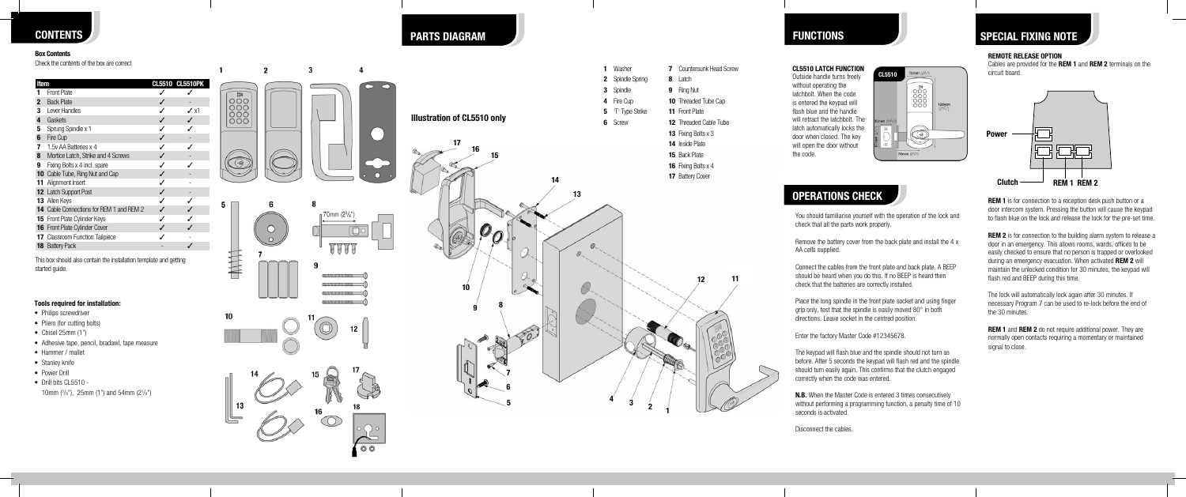## CONTENTS

### Box Contents

Check the contents of the box are correct

| Item | | CL5510 | CL5510PK |
|---|---|---|---|
| 1 | Front Plate | ✓ | ✓ |
| 2 | Back Plate | ✓ | - |
| 3 | Lever Handles | ✓ | ✓ x1 |
| 4 | Gaskets | ✓ | ✓ |
| 5 | Sprung Spindle x 1 | ✓ | ✓ |
| 6 | Fire Cup | ✓ | - |
| 7 | 1.5v AA Batteries x 4 | ✓ | ✓ |
| 8 | Mortice Latch, Strike and 4 Screws | ✓ | - |
| 9 | Fixing Bolts x 4 incl. spare | ✓ | ✓ |
| 10 | Cable Tube, Ring Nut and Cap | ✓ | - |
| 11 | Alignment Insert | ✓ | - |
| 12 | Latch Support Post | ✓ | - |
| 13 | Allen Keys | ✓ | ✓ |
| 14 | Cable Connections for REM 1 and REM 2 | ✓ | ✓ |
| 15 | Front Plate Cylinder Keys | ✓ | ✓ |
| 16 | Front Plate Cylinder Cover | ✓ | ✓ |
| 17 | Classroom Function Tailpiece | ✓ | - |
| 18 | Battery Pack | - | ✓ |

This box should also contain the installation template and getting started guide.

### Tools required for installation:

- Philips screwdriver
- Pliers (for cutting bolts)
- Chisel 25mm (1")
- Adhesive tape, pencil, bradawl, tape measure
- Hammer / mallet
- Stanley knife
- Power Drill
- Drill bits CL5510 - 10mm (3/8"), 25mm (1") and 54mm (2 1/8")

70mm (2 3/4")

## PARTS DIAGRAM

### Illustration of CL5510 only

1 Washer
2 Spindle Spring
3 Spindle
4 Fire Cup
5 'T' Type Strike
6 Screw
7 Countersunk Head Screw
8 Latch
9 Ring Nut
10 Threaded Tube Cap
11 Front Plate
12 Threaded Cable Tube
13 Fixing Bolts x 3
14 Inside Plate
15 Back Plate
16 Fixing Bolts x 4
17 Battery Cover

## FUNCTIONS

### CL5510 LATCH FUNCTION

Outside handle turns freely without operating the latchbolt. When the code is entered the keypad will flash blue and the handle will retract the latchbolt. The latch automatically locks the door when closed. The key will open the door without the code.

CL5510
70mm (2 3/4")
130mm (5 1/8")
50mm (2")
70mm (2 3/4")

## OPERATIONS CHECK

You should familiarise yourself with the operation of the lock and check that all the parts work properly.

Remove the battery cover from the back plate and install the 4 x AA cells supplied.

Connect the cables from the front plate and back plate. A BEEP should be heard when you do this. If no BEEP is heard then check that the batteries are correctly installed.

Place the long spindle in the front plate socket and using finger grip only, test that the spindle is easily moved 80° in both directions. Leave socket in the centred position.

Enter the factory Master Code #12345678.

The keypad will flash blue and the spindle should not turn as before. After 5 seconds the keypad will flash red and the spindle should turn easily again. This confirms that the clutch engaged correctly when the code was entered.

**N.B.** When the Master Code is entered 3 times consecutively without performing a programming function, a penalty time of 10 seconds is activated.

Disconnect the cables.

## SPECIAL FIXING NOTE

### REMOTE RELEASE OPTION

Cables are provided for the **REM 1** and **REM 2** terminals on the circuit board.

Power
Clutch
REM 1 REM 2

**REM 1** is for connection to a reception desk push button or a door intercom system. Pressing the button will cause the keypad to flash blue on the lock and release the lock for the pre-set time.

**REM 2** is for connection to the building alarm system to release a door in an emergency. This allows rooms, wards, offices to be easily checked to ensure that no person is trapped or overlooked during an emergency evacuation. When activated **REM 2** will maintain the unlocked condition for 30 minutes, the keypad will flash red and BEEP during this time.

The lock will automatically lock again after 30 minutes. If necessary Program 7 can be used to re-lock before the end of the 30 minutes.

**REM 1** and **REM 2** do not require additional power. They are normally open contacts requiring a momentary or maintained signal to close.